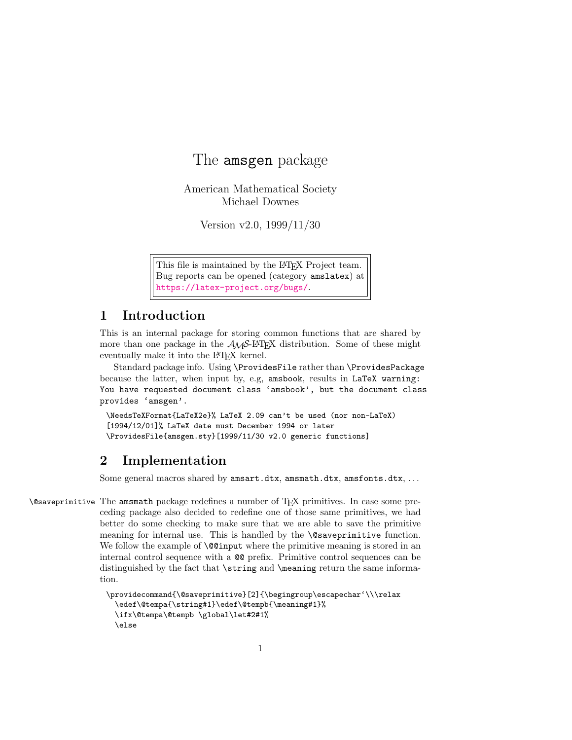# The amsgen package

American Mathematical Society
Michael Downes

Version v2.0, 1999/11/30

> This file is maintained by the LaTeX Project team. Bug reports can be opened (category amslatex) at https://latex-project.org/bugs/.

## 1 Introduction

This is an internal package for storing common functions that are shared by more than one package in the AMS-LaTeX distribution. Some of these might eventually make it into the LaTeX kernel.

Standard package info. Using `\ProvidesFile` rather than `\ProvidesPackage` because the latter, when input by, e.g, `amsbook`, results in `LaTeX warning: You have requested document class 'amsbook', but the document class provides 'amsgen'.`

```
\NeedsTeXFormat{LaTeX2e}% LaTeX 2.09 can't be used (nor non-LaTeX)
[1994/12/01]% LaTeX date must December 1994 or later
\ProvidesFile{amsgen.sty}[1999/11/30 v2.0 generic functions]
```

## 2 Implementation

Some general macros shared by `amsart.dtx`, `amsmath.dtx`, `amsfonts.dtx`, ...

`\@saveprimitive` The `amsmath` package redefines a number of TeX primitives. In case some preceding package also decided to redefine one of those same primitives, we had better do some checking to make sure that we are able to save the primitive meaning for internal use. This is handled by the `\@saveprimitive` function. We follow the example of `\@@input` where the primitive meaning is stored in an internal control sequence with a `@@` prefix. Primitive control sequences can be distinguished by the fact that `\string` and `\meaning` return the same information.

```
\providecommand{\@saveprimitive}[2]{\begingroup\escapechar`\\\relax
  \edef\@tempa{\string#1}\edef\@tempb{\meaning#1}%
  \ifx\@tempa\@tempb \global\let#2#1%
  \else
```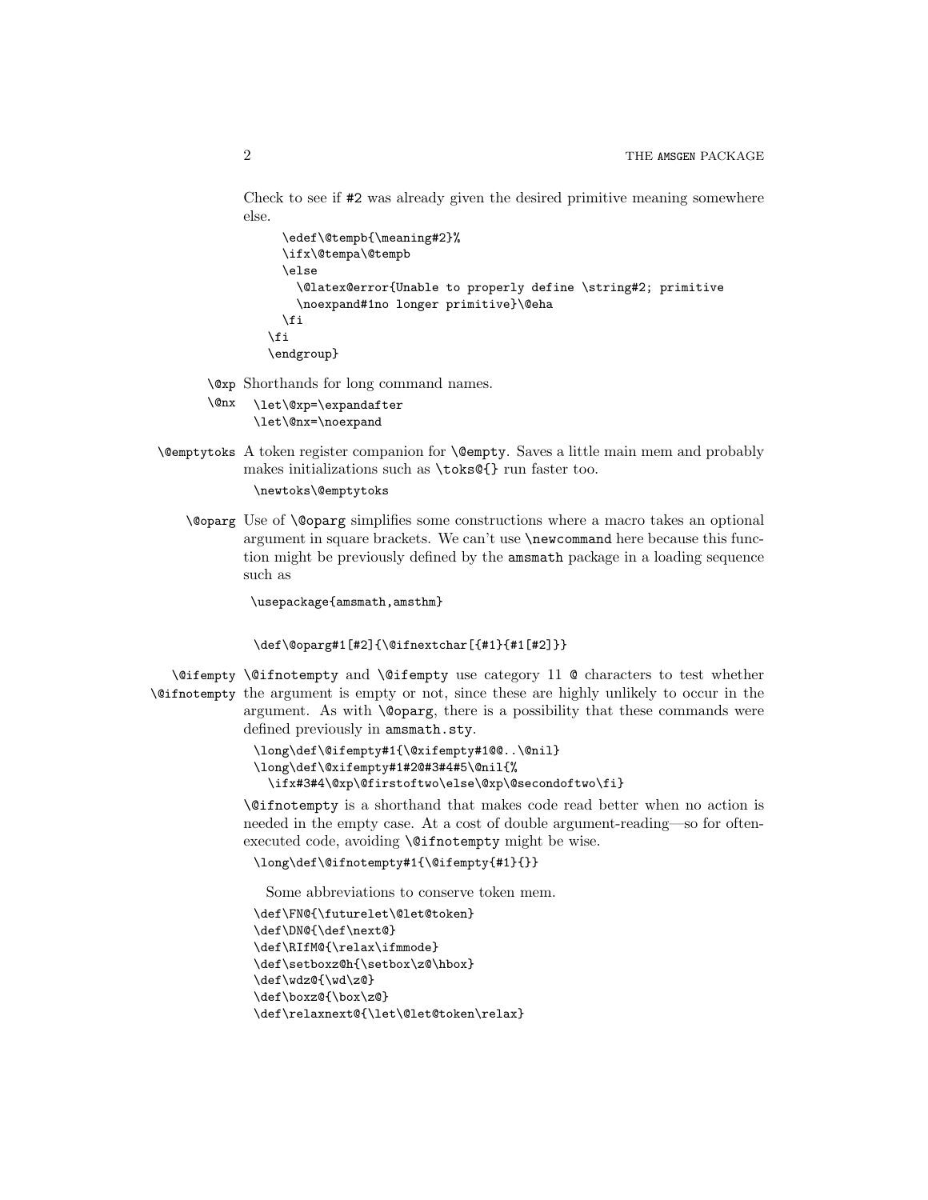Check to see if #2 was already given the desired primitive meaning somewhere else.

```
    \edef\@tempb{\meaning#2}%
    \ifx\@tempa\@tempb
    \else
      \@latex@error{Unable to properly define \string#2; primitive
      \noexpand#1no longer primitive}\@eha
    \fi
  \fi
  \endgroup}
```

`\@xp` `\@nx` Shorthands for long command names.

```
\let\@xp=\expandafter
\let\@nx=\noexpand
```

`\@emptytoks` A token register companion for `\@empty`. Saves a little main mem and probably makes initializations such as `\toks@{}` run faster too.

```
\newtoks\@emptytoks
```

`\@oparg` Use of `\@oparg` simplifies some constructions where a macro takes an optional argument in square brackets. We can't use `\newcommand` here because this function might be previously defined by the `amsmath` package in a loading sequence such as

```
\usepackage{amsmath,amsthm}
```

```
\def\@oparg#1[#2]{\@ifnextchar[{#1}{#1[#2]}}
```

`\@ifempty` `\@ifnotempty` `\@ifnotempty` and `\@ifempty` use category 11 `@` characters to test whether the argument is empty or not, since these are highly unlikely to occur in the argument. As with `\@oparg`, there is a possibility that these commands were defined previously in `amsmath.sty`.

```
\long\def\@ifempty#1{\@xifempty#1@@..\@nil}
\long\def\@xifempty#1#2@#3#4#5\@nil{%
  \ifx#3#4\@xp\@firstoftwo\else\@xp\@secondoftwo\fi}
```

`\@ifnotempty` is a shorthand that makes code read better when no action is needed in the empty case. At a cost of double argument-reading—so for often-executed code, avoiding `\@ifnotempty` might be wise.

```
\long\def\@ifnotempty#1{\@ifempty{#1}{}}
```

Some abbreviations to conserve token mem.

```
\def\FN@{\futurelet\@let@token}
\def\DN@{\def\next@}
\def\RIfM@{\relax\ifmmode}
\def\setboxz@h{\setbox\z@\hbox}
\def\wdz@{\wd\z@}
\def\boxz@{\box\z@}
\def\relaxnext@{\let\@let@token\relax}
```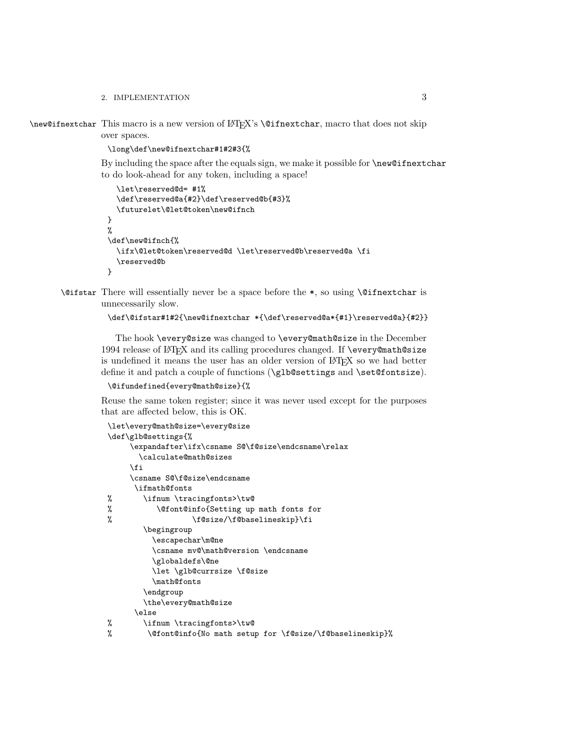\new@ifnextchar This macro is a new version of LaTeX's \@ifnextchar, macro that does not skip over spaces.

```
\long\def\new@ifnextchar#1#2#3{%
```

By including the space after the equals sign, we make it possible for \new@ifnextchar to do look-ahead for any token, including a space!

```
  \let\reserved@d= #1%
  \def\reserved@a{#2}\def\reserved@b{#3}%
  \futurelet\@let@token\new@ifnch
}
%
\def\new@ifnch{%
  \ifx\@let@token\reserved@d \let\reserved@b\reserved@a \fi
  \reserved@b
}
```

\@ifstar There will essentially never be a space before the *, so using \@ifnextchar is unnecessarily slow.

```
\def\@ifstar#1#2{\new@ifnextchar *{\def\reserved@a*{#1}\reserved@a}{#2}}
```

The hook \every@size was changed to \every@math@size in the December 1994 release of LaTeX and its calling procedures changed. If \every@math@size is undefined it means the user has an older version of LaTeX so we had better define it and patch a couple of functions (\glb@settings and \set@fontsize).

```
\@ifundefined{every@math@size}{%
```

Reuse the same token register; since it was never used except for the purposes that are affected below, this is OK.

```
\let\every@math@size=\every@size
\def\glb@settings{%
     \expandafter\ifx\csname S@\f@size\endcsname\relax
       \calculate@math@sizes
     \fi
     \csname S@\f@size\endcsname
      \ifmath@fonts
%       \ifnum \tracingfonts>\tw@
%          \@font@info{Setting up math fonts for
%                  \f@size/\f@baselineskip}\fi
        \begingroup
          \escapechar\m@ne
          \csname mv@\math@version \endcsname
          \globaldefs\@ne
          \let \glb@currsize \f@size
          \math@fonts
        \endgroup
        \the\every@math@size
      \else
%       \ifnum \tracingfonts>\tw@
%        \@font@info{No math setup for \f@size/\f@baselineskip}%
```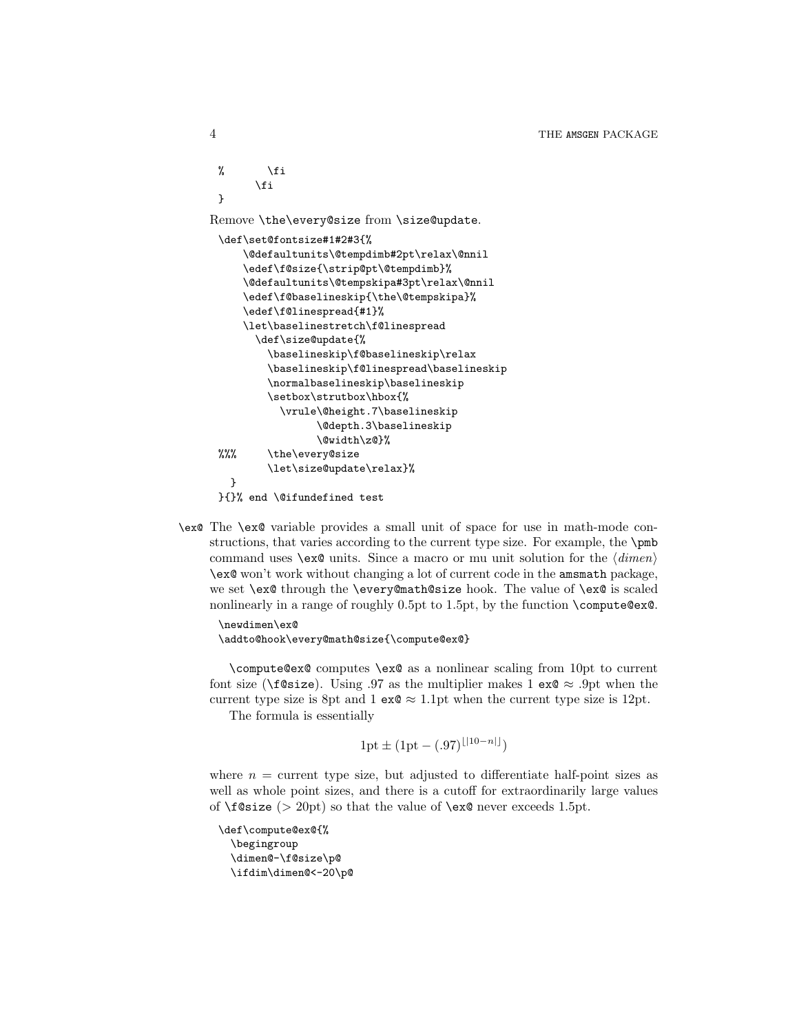```
%       \fi
      \fi
}
```

Remove `\the\every@size` from `\size@update`.

```
\def\set@fontsize#1#2#3{%
    \@defaultunits\@tempdimb#2pt\relax\@nnil
    \edef\f@size{\strip@pt\@tempdimb}%
    \@defaultunits\@tempskipa#3pt\relax\@nnil
    \edef\f@baselineskip{\the\@tempskipa}%
    \edef\f@linespread{#1}%
    \let\baselinestretch\f@linespread
      \def\size@update{%
        \baselineskip\f@baselineskip\relax
        \baselineskip\f@linespread\baselineskip
        \normalbaselineskip\baselineskip
        \setbox\strutbox\hbox{%
          \vrule\@height.7\baselineskip
                \@depth.3\baselineskip
                \@width\z@}%
%%%     \the\every@size
        \let\size@update\relax}%
  }
}{}% end \@ifundefined test
```

`\ex@` The `\ex@` variable provides a small unit of space for use in math-mode constructions, that varies according to the current type size. For example, the `\pmb` command uses `\ex@` units. Since a macro or mu unit solution for the ⟨*dimen*⟩ `\ex@` won't work without changing a lot of current code in the `amsmath` package, we set `\ex@` through the `\every@math@size` hook. The value of `\ex@` is scaled nonlinearly in a range of roughly 0.5pt to 1.5pt, by the function `\compute@ex@`.

```
\newdimen\ex@
\addto@hook\every@math@size{\compute@ex@}
```

`\compute@ex@` computes `\ex@` as a nonlinear scaling from 10pt to current font size (`\f@size`). Using .97 as the multiplier makes 1 `ex@` ≈ .9pt when the current type size is 8pt and 1 `ex@` ≈ 1.1pt when the current type size is 12pt.

The formula is essentially

$$1\text{pt} \pm (1\text{pt} - (.97)^{\lfloor|10-n|\rfloor})$$

where $n$ = current type size, but adjusted to differentiate half-point sizes as well as whole point sizes, and there is a cutoff for extraordinarily large values of `\f@size` (> 20pt) so that the value of `\ex@` never exceeds 1.5pt.

```
\def\compute@ex@{%
  \begingroup
  \dimen@-\f@size\p@
  \ifdim\dimen@<-20\p@
```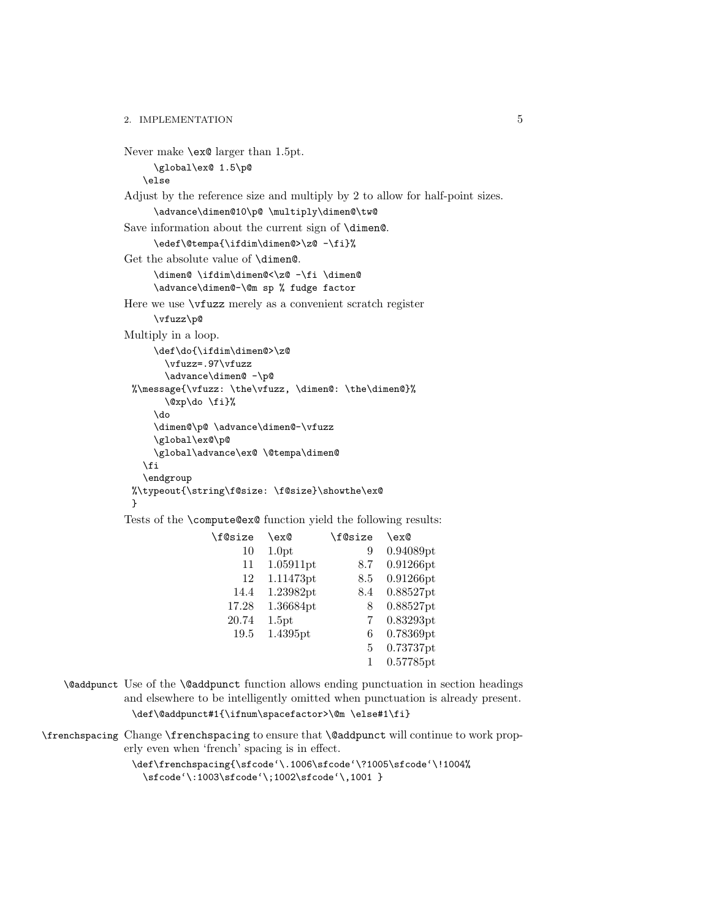Never make `\ex@` larger than 1.5pt.

```
    \global\ex@ 1.5\p@
  \else
```

Adjust by the reference size and multiply by 2 to allow for half-point sizes.

```
    \advance\dimen@10\p@ \multiply\dimen@\tw@
```

Save information about the current sign of `\dimen@`.

```
    \edef\@tempa{\ifdim\dimen@>\z@ -\fi}%
```

Get the absolute value of `\dimen@`.

```
    \dimen@ \ifdim\dimen@<\z@ -\fi \dimen@
    \advance\dimen@-\@m sp % fudge factor
```

Here we use `\vfuzz` merely as a convenient scratch register

```
    \vfuzz\p@
```

Multiply in a loop.

```
    \def\do{\ifdim\dimen@>\z@
      \vfuzz=.97\vfuzz
      \advance\dimen@ -\p@
%\message{\vfuzz: \the\vfuzz, \dimen@: \the\dimen@}%
      \@xp\do \fi}%
    \do
    \dimen@\p@ \advance\dimen@-\vfuzz
    \global\ex@\p@
    \global\advance\ex@ \@tempa\dimen@
  \fi
  \endgroup
%\typeout{\string\f@size: \f@size}\showthe\ex@
}
```

Tests of the `\compute@ex@` function yield the following results:

| `\f@size` | `\ex@` | `\f@size` | `\ex@` |
|---|---|---|---|
| 10 | 1.0pt | 9 | 0.94089pt |
| 11 | 1.05911pt | 8.7 | 0.91266pt |
| 12 | 1.11473pt | 8.5 | 0.91266pt |
| 14.4 | 1.23982pt | 8.4 | 0.88527pt |
| 17.28 | 1.36684pt | 8 | 0.88527pt |
| 20.74 | 1.5pt | 7 | 0.83293pt |
| 19.5 | 1.4395pt | 6 | 0.78369pt |
| | | 5 | 0.73737pt |
| | | 1 | 0.57785pt |

`\@addpunct` Use of the `\@addpunct` function allows ending punctuation in section headings and elsewhere to be intelligently omitted when punctuation is already present.

```
\def\@addpunct#1{\ifnum\spacefactor>\@m \else#1\fi}
```

`\frenchspacing` Change `\frenchspacing` to ensure that `\@addpunct` will continue to work properly even when 'french' spacing is in effect.

```
\def\frenchspacing{\sfcode`\.1006\sfcode`\?1005\sfcode`\!1004%
  \sfcode`\:1003\sfcode`\;1002\sfcode`\,1001 }
```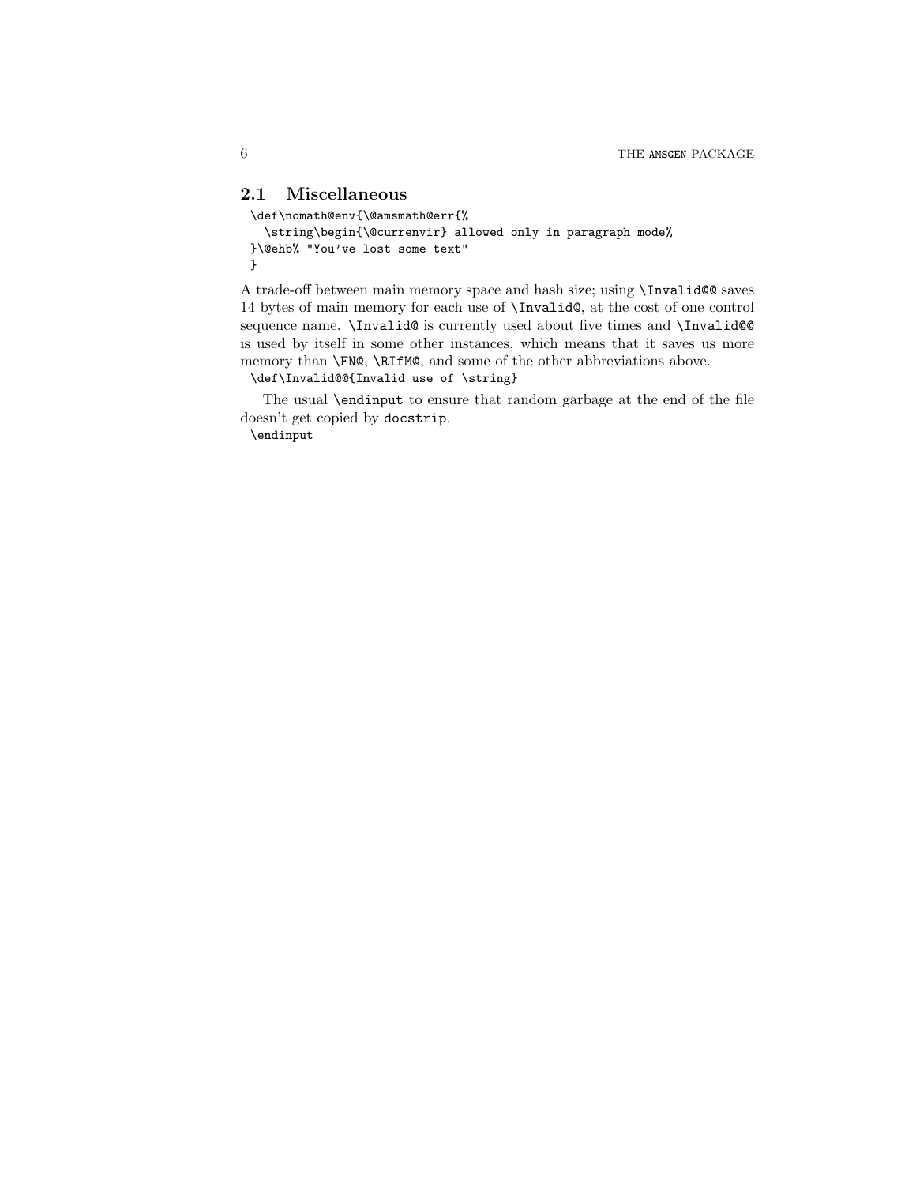## 2.1 Miscellaneous

```
\def\nomath@env{\@amsmath@err{%
  \string\begin{\@currenvir} allowed only in paragraph mode%
}\@ehb% "You've lost some text"
}
```

A trade-off between main memory space and hash size; using `\Invalid@@` saves 14 bytes of main memory for each use of `\Invalid@`, at the cost of one control sequence name. `\Invalid@` is currently used about five times and `\Invalid@@` is used by itself in some other instances, which means that it saves us more memory than `\FN@`, `\RIfM@`, and some of the other abbreviations above.

```
\def\Invalid@@{Invalid use of \string}
```

The usual `\endinput` to ensure that random garbage at the end of the file doesn't get copied by `docstrip`.

```
\endinput
```